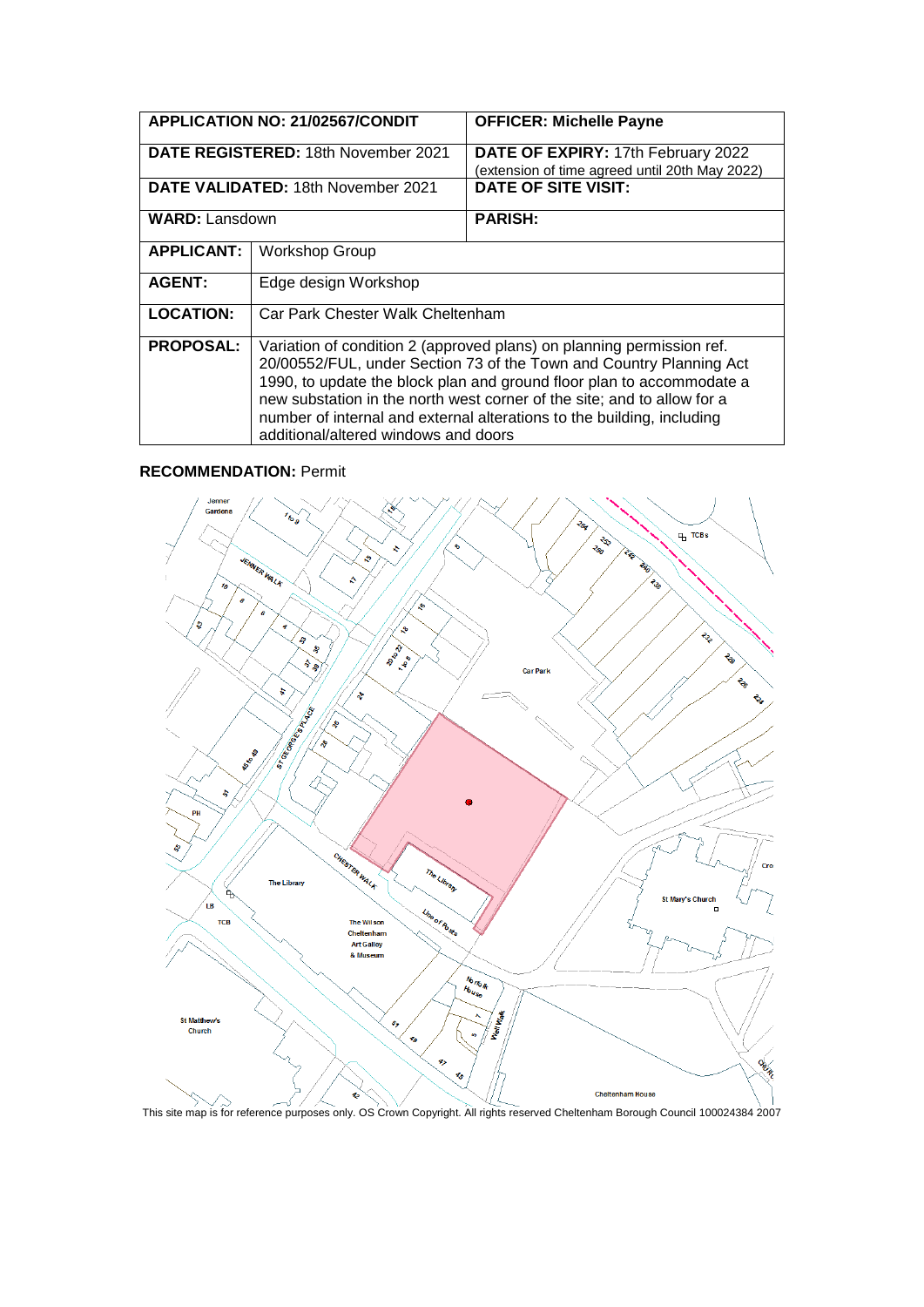| APPLICATION NO: 21/02567/CONDIT | | OFFICER: Michelle Payne |
|---|---|---|
| **DATE REGISTERED:** 18th November 2021 | | **DATE OF EXPIRY:** 17th February 2022 (extension of time agreed until 20th May 2022) |
| **DATE VALIDATED:** 18th November 2021 | | **DATE OF SITE VISIT:** |
| **WARD:** Lansdown | | **PARISH:** |
| **APPLICANT:** | Workshop Group | |
| **AGENT:** | Edge design Workshop | |
| **LOCATION:** | Car Park Chester Walk Cheltenham | |
| **PROPOSAL:** | Variation of condition 2 (approved plans) on planning permission ref. 20/00552/FUL, under Section 73 of the Town and Country Planning Act 1990, to update the block plan and ground floor plan to accommodate a new substation in the north west corner of the site; and to allow for a number of internal and external alterations to the building, including additional/altered windows and doors | |

**RECOMMENDATION:** Permit

This site map is for reference purposes only. OS Crown Copyright. All rights reserved Cheltenham Borough Council 100024384 2007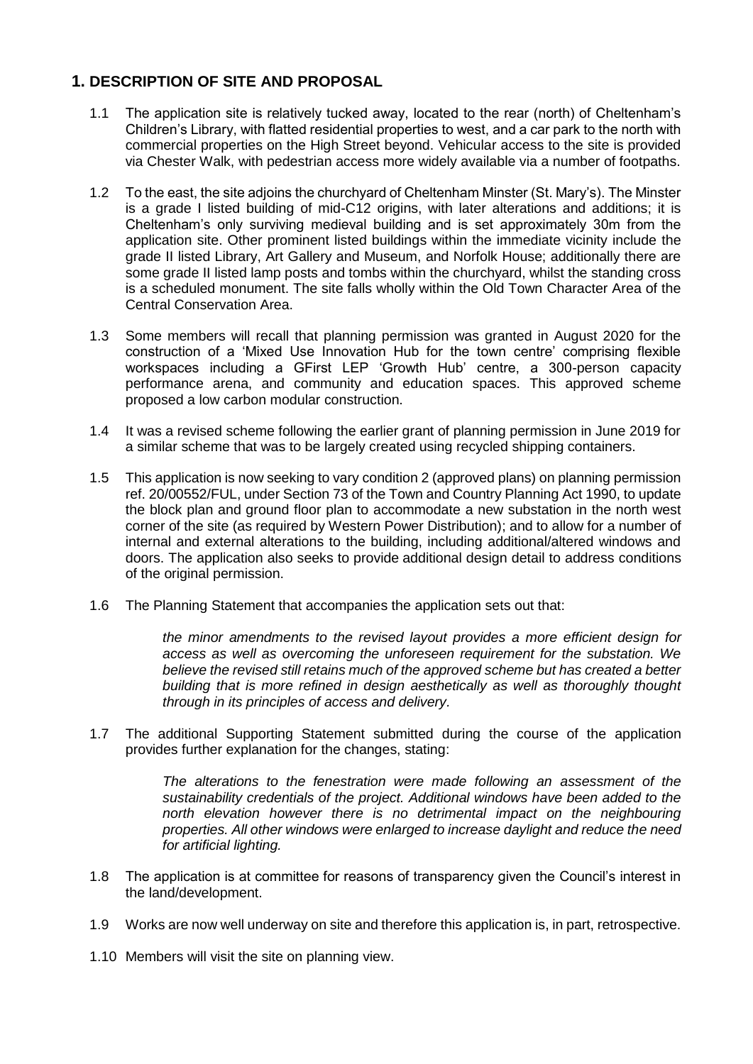## 1. DESCRIPTION OF SITE AND PROPOSAL

1.1 The application site is relatively tucked away, located to the rear (north) of Cheltenham's Children's Library, with flatted residential properties to west, and a car park to the north with commercial properties on the High Street beyond. Vehicular access to the site is provided via Chester Walk, with pedestrian access more widely available via a number of footpaths.

1.2 To the east, the site adjoins the churchyard of Cheltenham Minster (St. Mary's). The Minster is a grade I listed building of mid-C12 origins, with later alterations and additions; it is Cheltenham's only surviving medieval building and is set approximately 30m from the application site. Other prominent listed buildings within the immediate vicinity include the grade II listed Library, Art Gallery and Museum, and Norfolk House; additionally there are some grade II listed lamp posts and tombs within the churchyard, whilst the standing cross is a scheduled monument. The site falls wholly within the Old Town Character Area of the Central Conservation Area.

1.3 Some members will recall that planning permission was granted in August 2020 for the construction of a 'Mixed Use Innovation Hub for the town centre' comprising flexible workspaces including a GFirst LEP 'Growth Hub' centre, a 300-person capacity performance arena, and community and education spaces. This approved scheme proposed a low carbon modular construction.

1.4 It was a revised scheme following the earlier grant of planning permission in June 2019 for a similar scheme that was to be largely created using recycled shipping containers.

1.5 This application is now seeking to vary condition 2 (approved plans) on planning permission ref. 20/00552/FUL, under Section 73 of the Town and Country Planning Act 1990, to update the block plan and ground floor plan to accommodate a new substation in the north west corner of the site (as required by Western Power Distribution); and to allow for a number of internal and external alterations to the building, including additional/altered windows and doors. The application also seeks to provide additional design detail to address conditions of the original permission.

1.6 The Planning Statement that accompanies the application sets out that:

> *the minor amendments to the revised layout provides a more efficient design for access as well as overcoming the unforeseen requirement for the substation. We believe the revised still retains much of the approved scheme but has created a better building that is more refined in design aesthetically as well as thoroughly thought through in its principles of access and delivery.*

1.7 The additional Supporting Statement submitted during the course of the application provides further explanation for the changes, stating:

> *The alterations to the fenestration were made following an assessment of the sustainability credentials of the project. Additional windows have been added to the north elevation however there is no detrimental impact on the neighbouring properties. All other windows were enlarged to increase daylight and reduce the need for artificial lighting.*

1.8 The application is at committee for reasons of transparency given the Council's interest in the land/development.

1.9 Works are now well underway on site and therefore this application is, in part, retrospective.

1.10 Members will visit the site on planning view.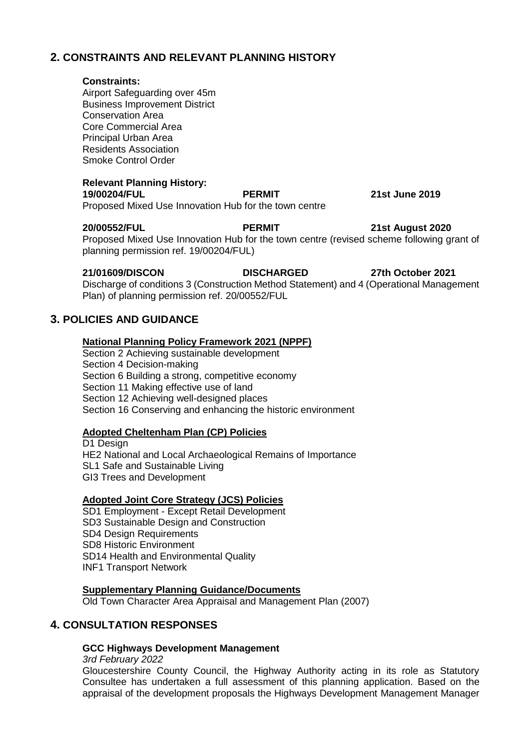## 2. CONSTRAINTS AND RELEVANT PLANNING HISTORY

**Constraints:**

Airport Safeguarding over 45m
Business Improvement District
Conservation Area
Core Commercial Area
Principal Urban Area
Residents Association
Smoke Control Order

**Relevant Planning History:**

**19/00204/FUL** **PERMIT** **21st June 2019**
Proposed Mixed Use Innovation Hub for the town centre

**20/00552/FUL** **PERMIT** **21st August 2020**
Proposed Mixed Use Innovation Hub for the town centre (revised scheme following grant of planning permission ref. 19/00204/FUL)

**21/01609/DISCON** **DISCHARGED** **27th October 2021**
Discharge of conditions 3 (Construction Method Statement) and 4 (Operational Management Plan) of planning permission ref. 20/00552/FUL

## 3. POLICIES AND GUIDANCE

**National Planning Policy Framework 2021 (NPPF)**

Section 2 Achieving sustainable development
Section 4 Decision-making
Section 6 Building a strong, competitive economy
Section 11 Making effective use of land
Section 12 Achieving well-designed places
Section 16 Conserving and enhancing the historic environment

**Adopted Cheltenham Plan (CP) Policies**

D1 Design
HE2 National and Local Archaeological Remains of Importance
SL1 Safe and Sustainable Living
GI3 Trees and Development

**Adopted Joint Core Strategy (JCS) Policies**

SD1 Employment - Except Retail Development
SD3 Sustainable Design and Construction
SD4 Design Requirements
SD8 Historic Environment
SD14 Health and Environmental Quality
INF1 Transport Network

**Supplementary Planning Guidance/Documents**

Old Town Character Area Appraisal and Management Plan (2007)

## 4. CONSULTATION RESPONSES

**GCC Highways Development Management**

*3rd February 2022*

Gloucestershire County Council, the Highway Authority acting in its role as Statutory Consultee has undertaken a full assessment of this planning application. Based on the appraisal of the development proposals the Highways Development Management Manager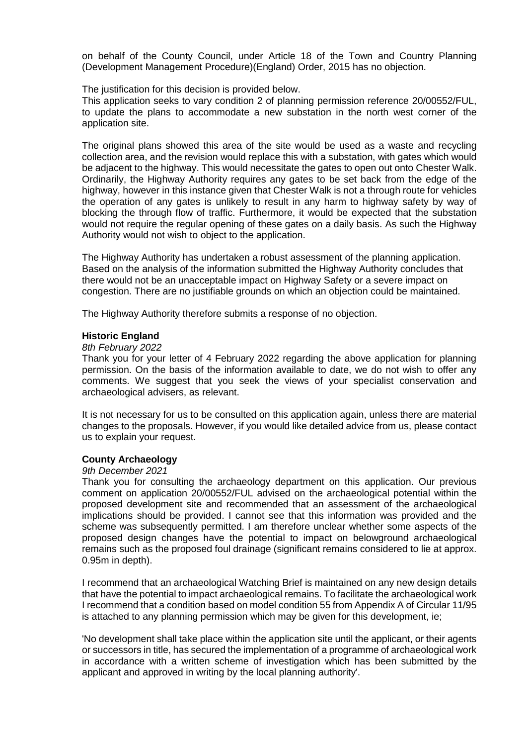on behalf of the County Council, under Article 18 of the Town and Country Planning (Development Management Procedure)(England) Order, 2015 has no objection.

The justification for this decision is provided below.
This application seeks to vary condition 2 of planning permission reference 20/00552/FUL, to update the plans to accommodate a new substation in the north west corner of the application site.

The original plans showed this area of the site would be used as a waste and recycling collection area, and the revision would replace this with a substation, with gates which would be adjacent to the highway. This would necessitate the gates to open out onto Chester Walk. Ordinarily, the Highway Authority requires any gates to be set back from the edge of the highway, however in this instance given that Chester Walk is not a through route for vehicles the operation of any gates is unlikely to result in any harm to highway safety by way of blocking the through flow of traffic. Furthermore, it would be expected that the substation would not require the regular opening of these gates on a daily basis. As such the Highway Authority would not wish to object to the application.

The Highway Authority has undertaken a robust assessment of the planning application. Based on the analysis of the information submitted the Highway Authority concludes that there would not be an unacceptable impact on Highway Safety or a severe impact on congestion. There are no justifiable grounds on which an objection could be maintained.

The Highway Authority therefore submits a response of no objection.

**Historic England**

*8th February 2022*

Thank you for your letter of 4 February 2022 regarding the above application for planning permission. On the basis of the information available to date, we do not wish to offer any comments. We suggest that you seek the views of your specialist conservation and archaeological advisers, as relevant.

It is not necessary for us to be consulted on this application again, unless there are material changes to the proposals. However, if you would like detailed advice from us, please contact us to explain your request.

**County Archaeology**

*9th December 2021*

Thank you for consulting the archaeology department on this application. Our previous comment on application 20/00552/FUL advised on the archaeological potential within the proposed development site and recommended that an assessment of the archaeological implications should be provided. I cannot see that this information was provided and the scheme was subsequently permitted. I am therefore unclear whether some aspects of the proposed design changes have the potential to impact on belowground archaeological remains such as the proposed foul drainage (significant remains considered to lie at approx. 0.95m in depth).

I recommend that an archaeological Watching Brief is maintained on any new design details that have the potential to impact archaeological remains. To facilitate the archaeological work I recommend that a condition based on model condition 55 from Appendix A of Circular 11/95 is attached to any planning permission which may be given for this development, ie;

'No development shall take place within the application site until the applicant, or their agents or successors in title, has secured the implementation of a programme of archaeological work in accordance with a written scheme of investigation which has been submitted by the applicant and approved in writing by the local planning authority'.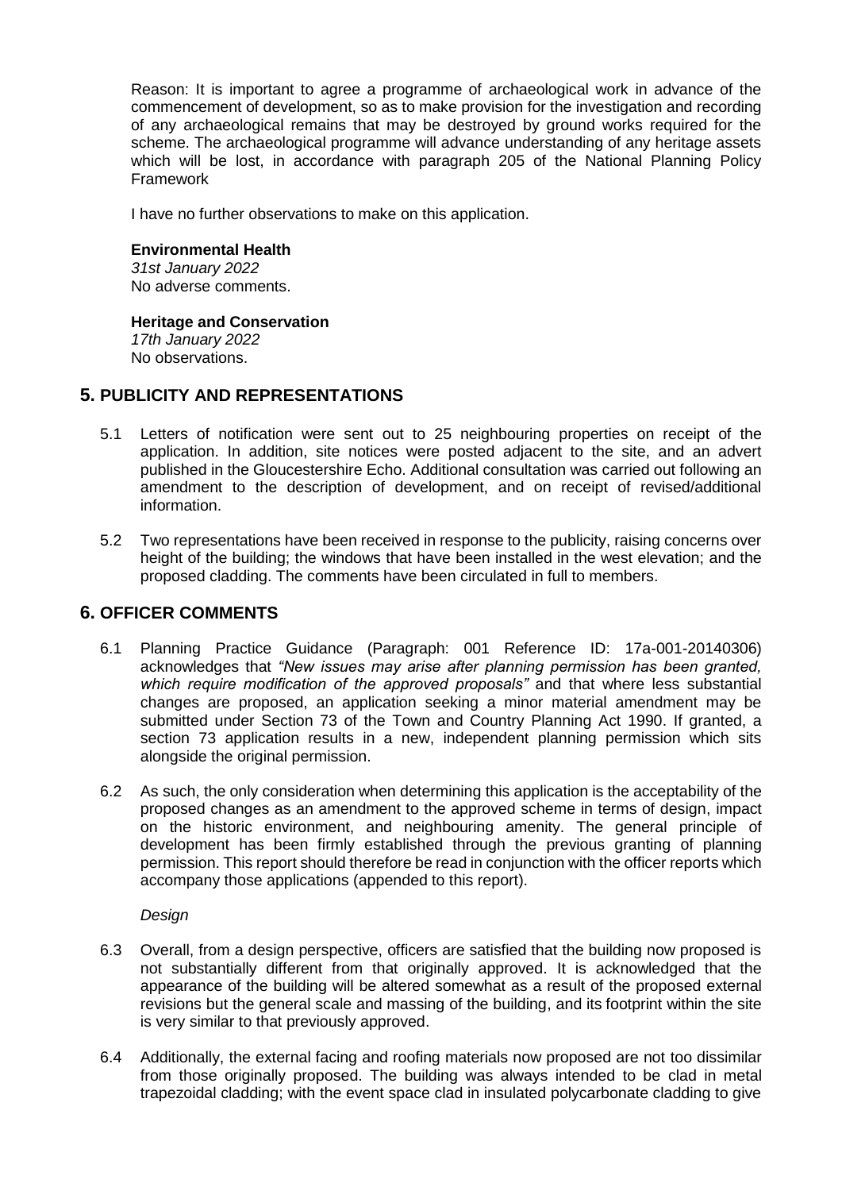Reason: It is important to agree a programme of archaeological work in advance of the commencement of development, so as to make provision for the investigation and recording of any archaeological remains that may be destroyed by ground works required for the scheme. The archaeological programme will advance understanding of any heritage assets which will be lost, in accordance with paragraph 205 of the National Planning Policy Framework

I have no further observations to make on this application.

**Environmental Health**
*31st January 2022*
No adverse comments.

**Heritage and Conservation**
*17th January 2022*
No observations.

## 5. PUBLICITY AND REPRESENTATIONS

5.1 Letters of notification were sent out to 25 neighbouring properties on receipt of the application. In addition, site notices were posted adjacent to the site, and an advert published in the Gloucestershire Echo. Additional consultation was carried out following an amendment to the description of development, and on receipt of revised/additional information.

5.2 Two representations have been received in response to the publicity, raising concerns over height of the building; the windows that have been installed in the west elevation; and the proposed cladding. The comments have been circulated in full to members.

## 6. OFFICER COMMENTS

6.1 Planning Practice Guidance (Paragraph: 001 Reference ID: 17a-001-20140306) acknowledges that *"New issues may arise after planning permission has been granted, which require modification of the approved proposals"* and that where less substantial changes are proposed, an application seeking a minor material amendment may be submitted under Section 73 of the Town and Country Planning Act 1990. If granted, a section 73 application results in a new, independent planning permission which sits alongside the original permission.

6.2 As such, the only consideration when determining this application is the acceptability of the proposed changes as an amendment to the approved scheme in terms of design, impact on the historic environment, and neighbouring amenity. The general principle of development has been firmly established through the previous granting of planning permission. This report should therefore be read in conjunction with the officer reports which accompany those applications (appended to this report).

*Design*

6.3 Overall, from a design perspective, officers are satisfied that the building now proposed is not substantially different from that originally approved. It is acknowledged that the appearance of the building will be altered somewhat as a result of the proposed external revisions but the general scale and massing of the building, and its footprint within the site is very similar to that previously approved.

6.4 Additionally, the external facing and roofing materials now proposed are not too dissimilar from those originally proposed. The building was always intended to be clad in metal trapezoidal cladding; with the event space clad in insulated polycarbonate cladding to give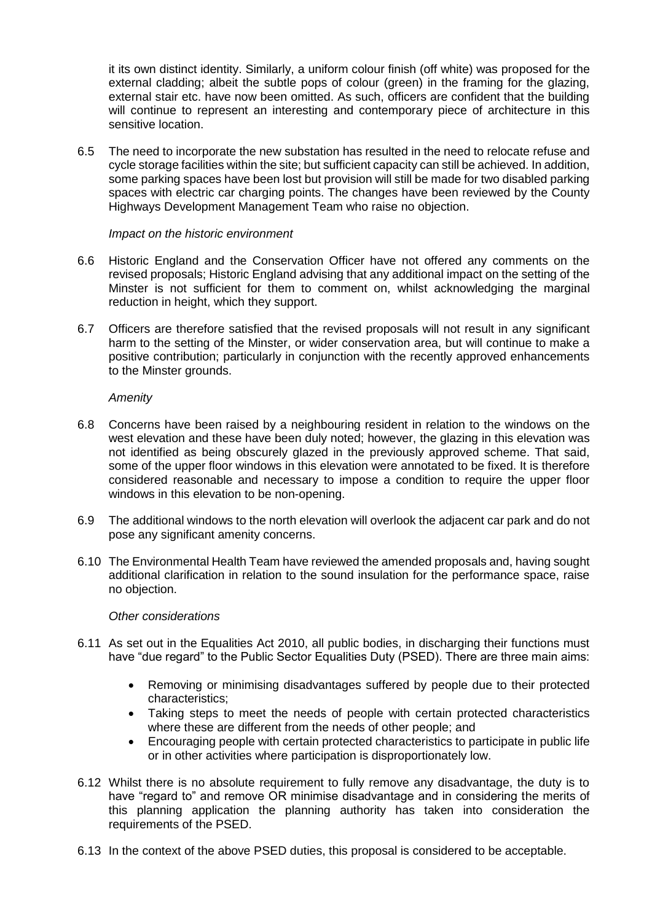it its own distinct identity. Similarly, a uniform colour finish (off white) was proposed for the external cladding; albeit the subtle pops of colour (green) in the framing for the glazing, external stair etc. have now been omitted. As such, officers are confident that the building will continue to represent an interesting and contemporary piece of architecture in this sensitive location.

6.5 The need to incorporate the new substation has resulted in the need to relocate refuse and cycle storage facilities within the site; but sufficient capacity can still be achieved. In addition, some parking spaces have been lost but provision will still be made for two disabled parking spaces with electric car charging points. The changes have been reviewed by the County Highways Development Management Team who raise no objection.

*Impact on the historic environment*

6.6 Historic England and the Conservation Officer have not offered any comments on the revised proposals; Historic England advising that any additional impact on the setting of the Minster is not sufficient for them to comment on, whilst acknowledging the marginal reduction in height, which they support.

6.7 Officers are therefore satisfied that the revised proposals will not result in any significant harm to the setting of the Minster, or wider conservation area, but will continue to make a positive contribution; particularly in conjunction with the recently approved enhancements to the Minster grounds.

*Amenity*

6.8 Concerns have been raised by a neighbouring resident in relation to the windows on the west elevation and these have been duly noted; however, the glazing in this elevation was not identified as being obscurely glazed in the previously approved scheme. That said, some of the upper floor windows in this elevation were annotated to be fixed. It is therefore considered reasonable and necessary to impose a condition to require the upper floor windows in this elevation to be non-opening.

6.9 The additional windows to the north elevation will overlook the adjacent car park and do not pose any significant amenity concerns.

6.10 The Environmental Health Team have reviewed the amended proposals and, having sought additional clarification in relation to the sound insulation for the performance space, raise no objection.

*Other considerations*

6.11 As set out in the Equalities Act 2010, all public bodies, in discharging their functions must have "due regard" to the Public Sector Equalities Duty (PSED). There are three main aims:

- Removing or minimising disadvantages suffered by people due to their protected characteristics;
- Taking steps to meet the needs of people with certain protected characteristics where these are different from the needs of other people; and
- Encouraging people with certain protected characteristics to participate in public life or in other activities where participation is disproportionately low.

6.12 Whilst there is no absolute requirement to fully remove any disadvantage, the duty is to have "regard to" and remove OR minimise disadvantage and in considering the merits of this planning application the planning authority has taken into consideration the requirements of the PSED.

6.13 In the context of the above PSED duties, this proposal is considered to be acceptable.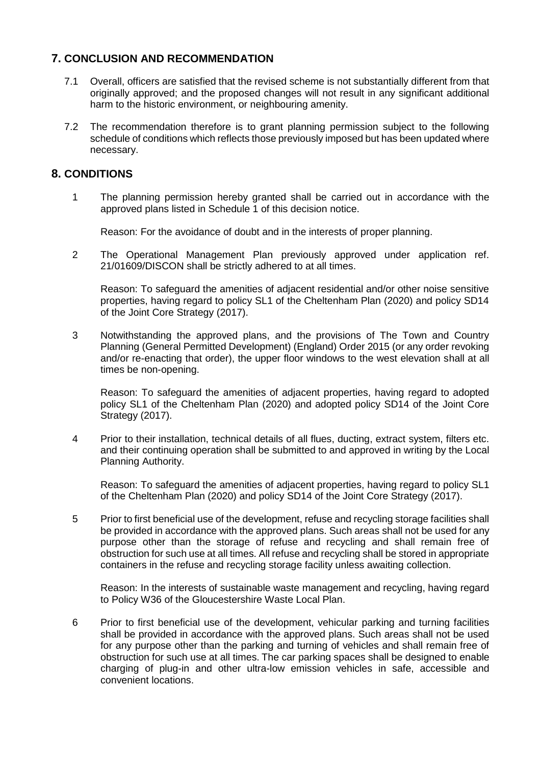## 7. CONCLUSION AND RECOMMENDATION

7.1 Overall, officers are satisfied that the revised scheme is not substantially different from that originally approved; and the proposed changes will not result in any significant additional harm to the historic environment, or neighbouring amenity.

7.2 The recommendation therefore is to grant planning permission subject to the following schedule of conditions which reflects those previously imposed but has been updated where necessary.

## 8. CONDITIONS

1 The planning permission hereby granted shall be carried out in accordance with the approved plans listed in Schedule 1 of this decision notice.

Reason: For the avoidance of doubt and in the interests of proper planning.

2 The Operational Management Plan previously approved under application ref. 21/01609/DISCON shall be strictly adhered to at all times.

Reason: To safeguard the amenities of adjacent residential and/or other noise sensitive properties, having regard to policy SL1 of the Cheltenham Plan (2020) and policy SD14 of the Joint Core Strategy (2017).

3 Notwithstanding the approved plans, and the provisions of The Town and Country Planning (General Permitted Development) (England) Order 2015 (or any order revoking and/or re-enacting that order), the upper floor windows to the west elevation shall at all times be non-opening.

Reason: To safeguard the amenities of adjacent properties, having regard to adopted policy SL1 of the Cheltenham Plan (2020) and adopted policy SD14 of the Joint Core Strategy (2017).

4 Prior to their installation, technical details of all flues, ducting, extract system, filters etc. and their continuing operation shall be submitted to and approved in writing by the Local Planning Authority.

Reason: To safeguard the amenities of adjacent properties, having regard to policy SL1 of the Cheltenham Plan (2020) and policy SD14 of the Joint Core Strategy (2017).

5 Prior to first beneficial use of the development, refuse and recycling storage facilities shall be provided in accordance with the approved plans. Such areas shall not be used for any purpose other than the storage of refuse and recycling and shall remain free of obstruction for such use at all times. All refuse and recycling shall be stored in appropriate containers in the refuse and recycling storage facility unless awaiting collection.

Reason: In the interests of sustainable waste management and recycling, having regard to Policy W36 of the Gloucestershire Waste Local Plan.

6 Prior to first beneficial use of the development, vehicular parking and turning facilities shall be provided in accordance with the approved plans. Such areas shall not be used for any purpose other than the parking and turning of vehicles and shall remain free of obstruction for such use at all times. The car parking spaces shall be designed to enable charging of plug-in and other ultra-low emission vehicles in safe, accessible and convenient locations.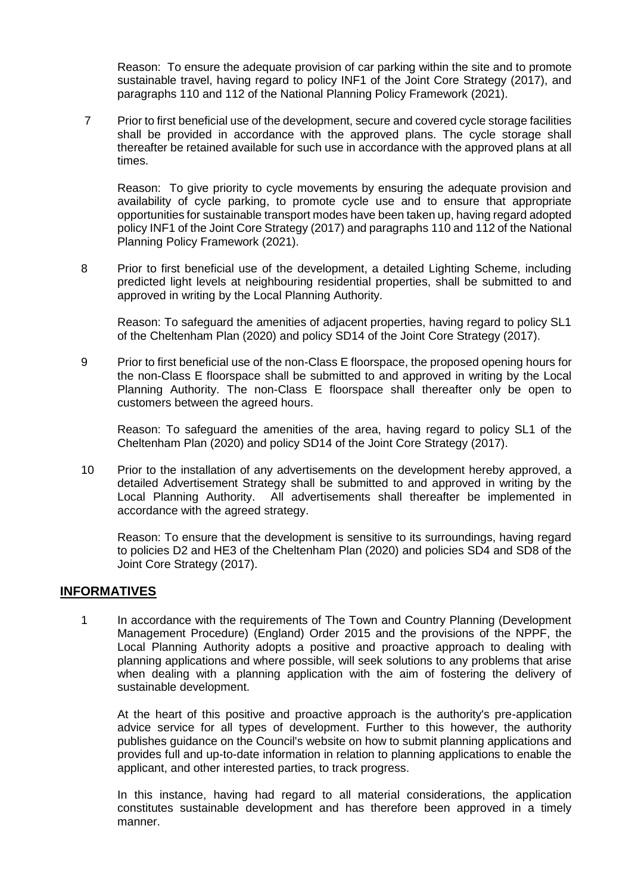Reason: To ensure the adequate provision of car parking within the site and to promote sustainable travel, having regard to policy INF1 of the Joint Core Strategy (2017), and paragraphs 110 and 112 of the National Planning Policy Framework (2021).

7 Prior to first beneficial use of the development, secure and covered cycle storage facilities shall be provided in accordance with the approved plans. The cycle storage shall thereafter be retained available for such use in accordance with the approved plans at all times.

Reason: To give priority to cycle movements by ensuring the adequate provision and availability of cycle parking, to promote cycle use and to ensure that appropriate opportunities for sustainable transport modes have been taken up, having regard adopted policy INF1 of the Joint Core Strategy (2017) and paragraphs 110 and 112 of the National Planning Policy Framework (2021).

8 Prior to first beneficial use of the development, a detailed Lighting Scheme, including predicted light levels at neighbouring residential properties, shall be submitted to and approved in writing by the Local Planning Authority.

Reason: To safeguard the amenities of adjacent properties, having regard to policy SL1 of the Cheltenham Plan (2020) and policy SD14 of the Joint Core Strategy (2017).

9 Prior to first beneficial use of the non-Class E floorspace, the proposed opening hours for the non-Class E floorspace shall be submitted to and approved in writing by the Local Planning Authority. The non-Class E floorspace shall thereafter only be open to customers between the agreed hours.

Reason: To safeguard the amenities of the area, having regard to policy SL1 of the Cheltenham Plan (2020) and policy SD14 of the Joint Core Strategy (2017).

10 Prior to the installation of any advertisements on the development hereby approved, a detailed Advertisement Strategy shall be submitted to and approved in writing by the Local Planning Authority. All advertisements shall thereafter be implemented in accordance with the agreed strategy.

Reason: To ensure that the development is sensitive to its surroundings, having regard to policies D2 and HE3 of the Cheltenham Plan (2020) and policies SD4 and SD8 of the Joint Core Strategy (2017).

## INFORMATIVES

1 In accordance with the requirements of The Town and Country Planning (Development Management Procedure) (England) Order 2015 and the provisions of the NPPF, the Local Planning Authority adopts a positive and proactive approach to dealing with planning applications and where possible, will seek solutions to any problems that arise when dealing with a planning application with the aim of fostering the delivery of sustainable development.

At the heart of this positive and proactive approach is the authority's pre-application advice service for all types of development. Further to this however, the authority publishes guidance on the Council's website on how to submit planning applications and provides full and up-to-date information in relation to planning applications to enable the applicant, and other interested parties, to track progress.

In this instance, having had regard to all material considerations, the application constitutes sustainable development and has therefore been approved in a timely manner.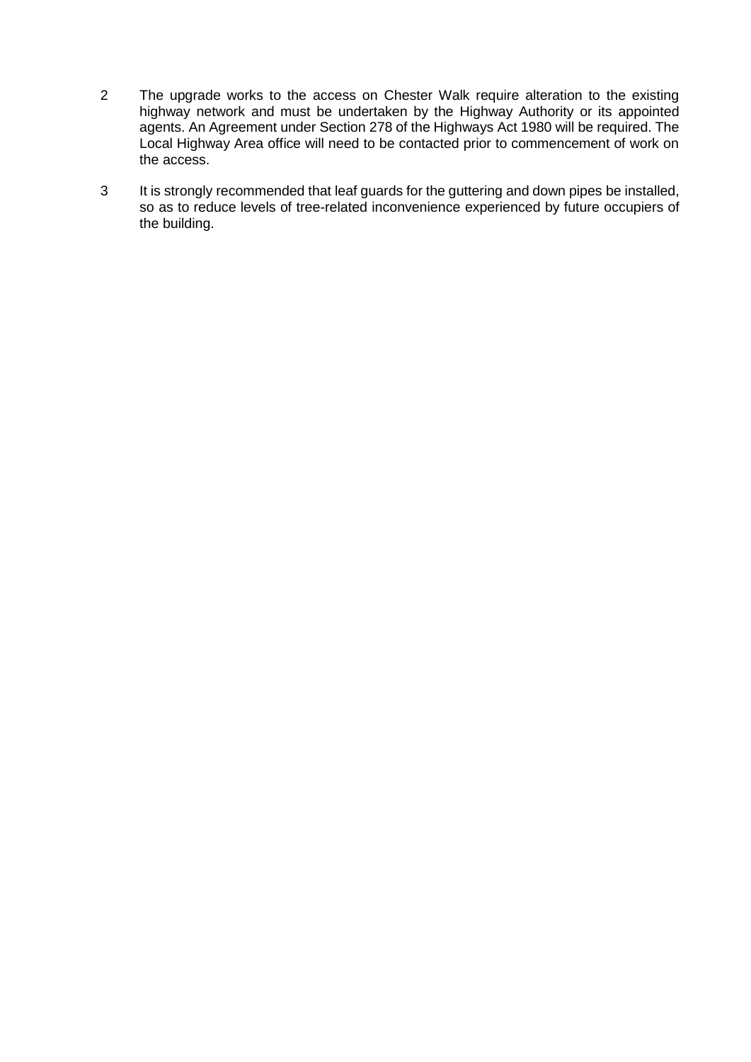2. The upgrade works to the access on Chester Walk require alteration to the existing highway network and must be undertaken by the Highway Authority or its appointed agents. An Agreement under Section 278 of the Highways Act 1980 will be required. The Local Highway Area office will need to be contacted prior to commencement of work on the access.

3. It is strongly recommended that leaf guards for the guttering and down pipes be installed, so as to reduce levels of tree-related inconvenience experienced by future occupiers of the building.